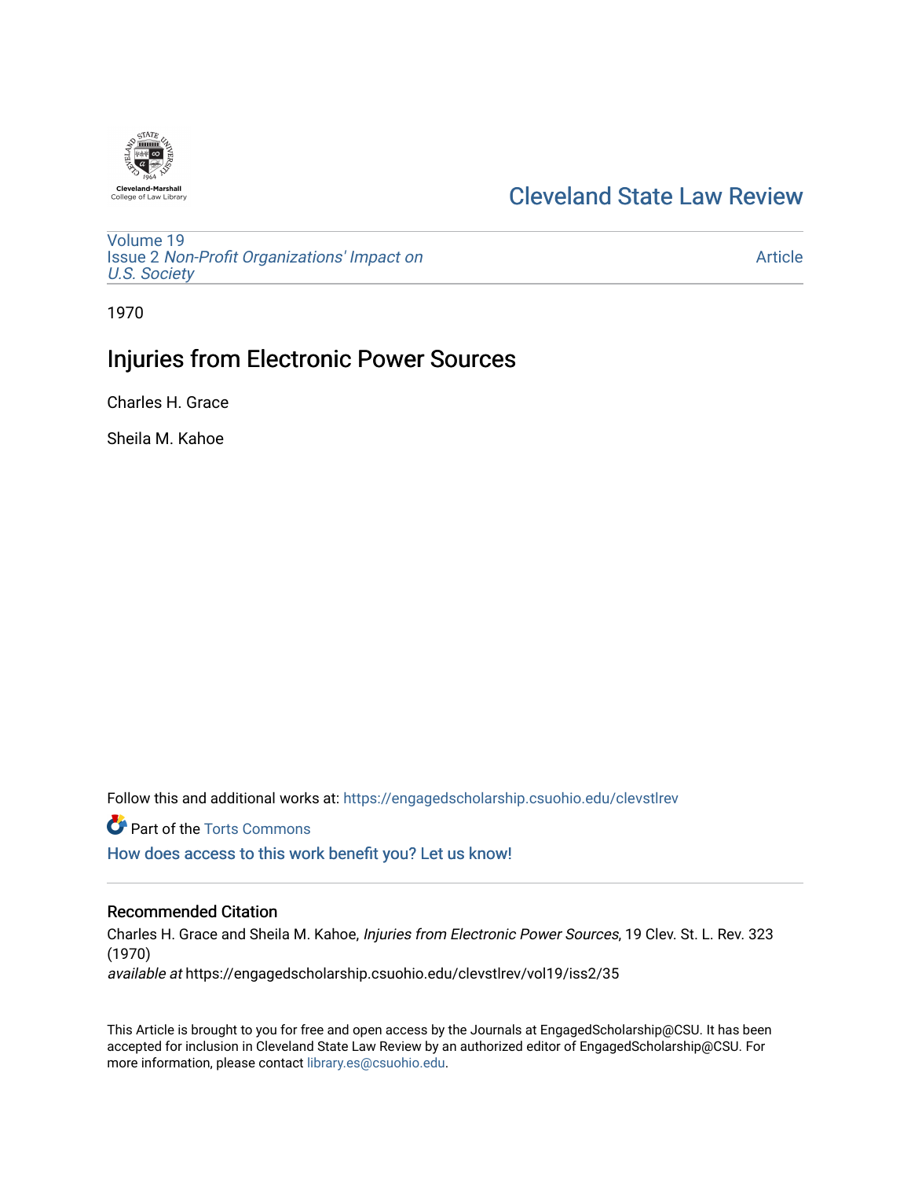Cleveland-Marshall
College of Law Library

# Cleveland State Law Review

Volume 19
Issue 2 *Non-Profit Organizations' Impact on U.S. Society*

Article

1970

## Injuries from Electronic Power Sources

Charles H. Grace

Sheila M. Kahoe

Follow this and additional works at: https://engagedscholarship.csuohio.edu/clevstlrev

Part of the Torts Commons

How does access to this work benefit you? Let us know!

### Recommended Citation

Charles H. Grace and Sheila M. Kahoe, *Injuries from Electronic Power Sources*, 19 Clev. St. L. Rev. 323 (1970)

*available at* https://engagedscholarship.csuohio.edu/clevstlrev/vol19/iss2/35

This Article is brought to you for free and open access by the Journals at EngagedScholarship@CSU. It has been accepted for inclusion in Cleveland State Law Review by an authorized editor of EngagedScholarship@CSU. For more information, please contact library.es@csuohio.edu.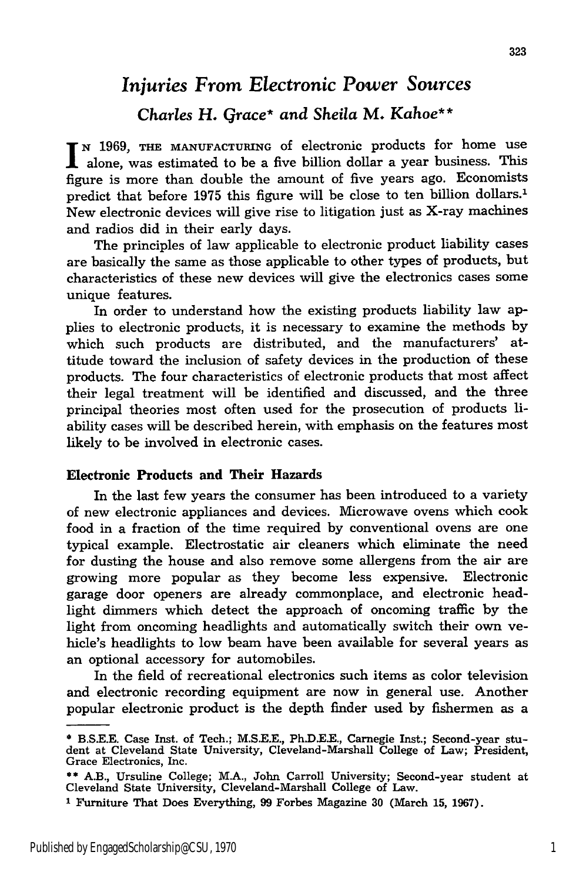# *Injuries From Electronic Power Sources*

### *Charles H. Grace\* and Sheila M. Kahoe\*\**

IN 1969, THE MANUFACTURING of electronic products for home use alone, was estimated to be a five billion dollar a year business. This figure is more than double the amount of five years ago. Economists predict that before 1975 this figure will be close to ten billion dollars.[1] New electronic devices will give rise to litigation just as X-ray machines and radios did in their early days.

The principles of law applicable to electronic product liability cases are basically the same as those applicable to other types of products, but characteristics of these new devices will give the electronics cases some unique features.

In order to understand how the existing products liability law applies to electronic products, it is necessary to examine the methods by which such products are distributed, and the manufacturers' attitude toward the inclusion of safety devices in the production of these products. The four characteristics of electronic products that most affect their legal treatment will be identified and discussed, and the three principal theories most often used for the prosecution of products liability cases will be described herein, with emphasis on the features most likely to be involved in electronic cases.

#### Electronic Products and Their Hazards

In the last few years the consumer has been introduced to a variety of new electronic appliances and devices. Microwave ovens which cook food in a fraction of the time required by conventional ovens are one typical example. Electrostatic air cleaners which eliminate the need for dusting the house and also remove some allergens from the air are growing more popular as they become less expensive. Electronic garage door openers are already commonplace, and electronic headlight dimmers which detect the approach of oncoming traffic by the light from oncoming headlights and automatically switch their own vehicle's headlights to low beam have been available for several years as an optional accessory for automobiles.

In the field of recreational electronics such items as color television and electronic recording equipment are now in general use. Another popular electronic product is the depth finder used by fishermen as a

---

\* B.S.E.E. Case Inst. of Tech.; M.S.E.E., Ph.D.E.E., Carnegie Inst.; Second-year student at Cleveland State University, Cleveland-Marshall College of Law; President, Grace Electronics, Inc.

\*\* A.B., Ursuline College; M.A., John Carroll University; Second-year student at Cleveland State University, Cleveland-Marshall College of Law.

[1] Furniture That Does Everything, 99 Forbes Magazine 30 (March 15, 1967).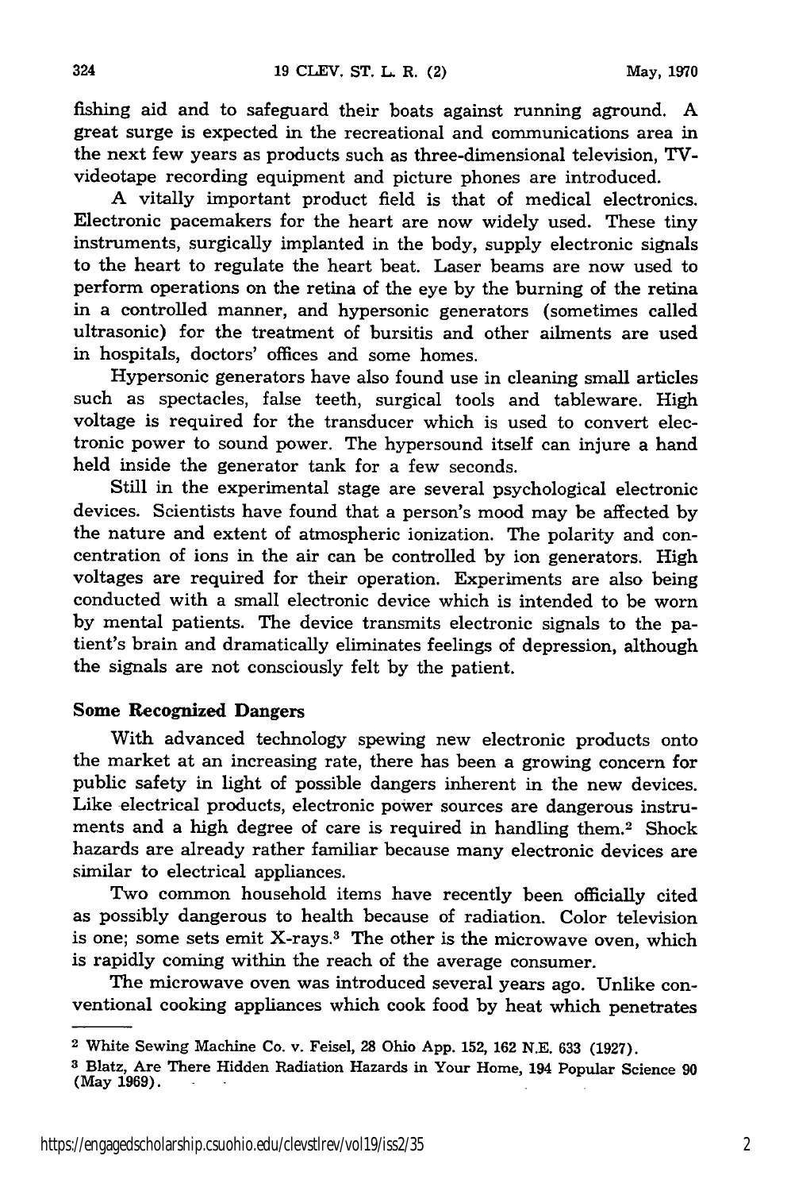fishing aid and to safeguard their boats against running aground. A great surge is expected in the recreational and communications area in the next few years as products such as three-dimensional television, TV-videotape recording equipment and picture phones are introduced.

A vitally important product field is that of medical electronics. Electronic pacemakers for the heart are now widely used. These tiny instruments, surgically implanted in the body, supply electronic signals to the heart to regulate the heart beat. Laser beams are now used to perform operations on the retina of the eye by the burning of the retina in a controlled manner, and hypersonic generators (sometimes called ultrasonic) for the treatment of bursitis and other ailments are used in hospitals, doctors' offices and some homes.

Hypersonic generators have also found use in cleaning small articles such as spectacles, false teeth, surgical tools and tableware. High voltage is required for the transducer which is used to convert electronic power to sound power. The hypersound itself can injure a hand held inside the generator tank for a few seconds.

Still in the experimental stage are several psychological electronic devices. Scientists have found that a person's mood may be affected by the nature and extent of atmospheric ionization. The polarity and concentration of ions in the air can be controlled by ion generators. High voltages are required for their operation. Experiments are also being conducted with a small electronic device which is intended to be worn by mental patients. The device transmits electronic signals to the patient's brain and dramatically eliminates feelings of depression, although the signals are not consciously felt by the patient.

### Some Recognized Dangers

With advanced technology spewing new electronic products onto the market at an increasing rate, there has been a growing concern for public safety in light of possible dangers inherent in the new devices. Like electrical products, electronic power sources are dangerous instruments and a high degree of care is required in handling them.[2] Shock hazards are already rather familiar because many electronic devices are similar to electrical appliances.

Two common household items have recently been officially cited as possibly dangerous to health because of radiation. Color television is one; some sets emit X-rays.[3] The other is the microwave oven, which is rapidly coming within the reach of the average consumer.

The microwave oven was introduced several years ago. Unlike conventional cooking appliances which cook food by heat which penetrates

---

[2] White Sewing Machine Co. v. Feisel, 28 Ohio App. 152, 162 N.E. 633 (1927).

[3] Blatz, Are There Hidden Radiation Hazards in Your Home, 194 Popular Science 90 (May 1969).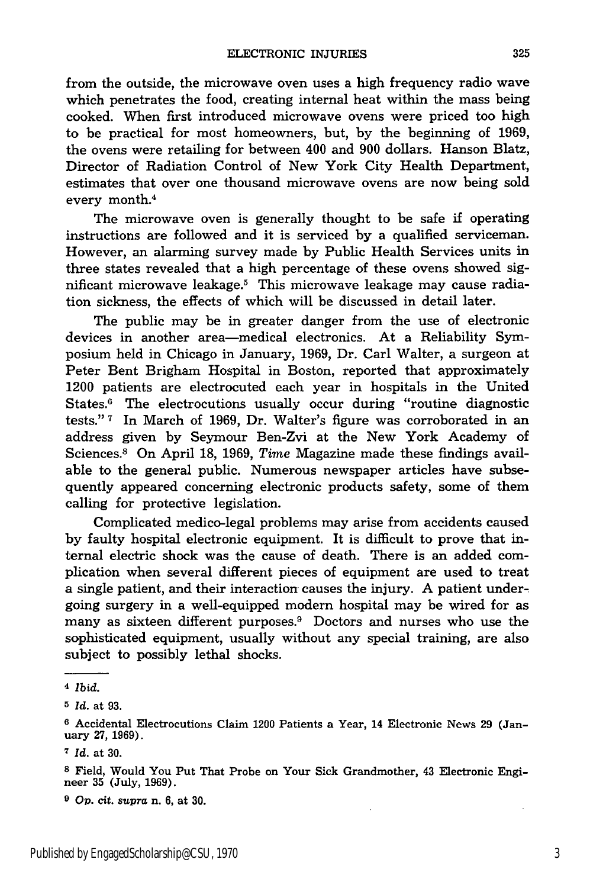from the outside, the microwave oven uses a high frequency radio wave which penetrates the food, creating internal heat within the mass being cooked. When first introduced microwave ovens were priced too high to be practical for most homeowners, but, by the beginning of 1969, the ovens were retailing for between 400 and 900 dollars. Hanson Blatz, Director of Radiation Control of New York City Health Department, estimates that over one thousand microwave ovens are now being sold every month.[4]

The microwave oven is generally thought to be safe if operating instructions are followed and it is serviced by a qualified serviceman. However, an alarming survey made by Public Health Services units in three states revealed that a high percentage of these ovens showed significant microwave leakage.[5] This microwave leakage may cause radiation sickness, the effects of which will be discussed in detail later.

The public may be in greater danger from the use of electronic devices in another area—medical electronics. At a Reliability Symposium held in Chicago in January, 1969, Dr. Carl Walter, a surgeon at Peter Bent Brigham Hospital in Boston, reported that approximately 1200 patients are electrocuted each year in hospitals in the United States.[6] The electrocutions usually occur during "routine diagnostic tests."[7] In March of 1969, Dr. Walter's figure was corroborated in an address given by Seymour Ben-Zvi at the New York Academy of Sciences.[8] On April 18, 1969, *Time* Magazine made these findings available to the general public. Numerous newspaper articles have subsequently appeared concerning electronic products safety, some of them calling for protective legislation.

Complicated medico-legal problems may arise from accidents caused by faulty hospital electronic equipment. It is difficult to prove that internal electric shock was the cause of death. There is an added complication when several different pieces of equipment are used to treat a single patient, and their interaction causes the injury. A patient undergoing surgery in a well-equipped modern hospital may be wired for as many as sixteen different purposes.[9] Doctors and nurses who use the sophisticated equipment, usually without any special training, are also subject to possibly lethal shocks.

---

[4] *Ibid.*

[5] *Id.* at 93.

[6] Accidental Electrocutions Claim 1200 Patients a Year, 14 Electronic News 29 (January 27, 1969).

[7] *Id.* at 30.

[8] Field, Would You Put That Probe on Your Sick Grandmother, 43 Electronic Engineer 35 (July, 1969).

[9] *Op. cit. supra* n. 6, at 30.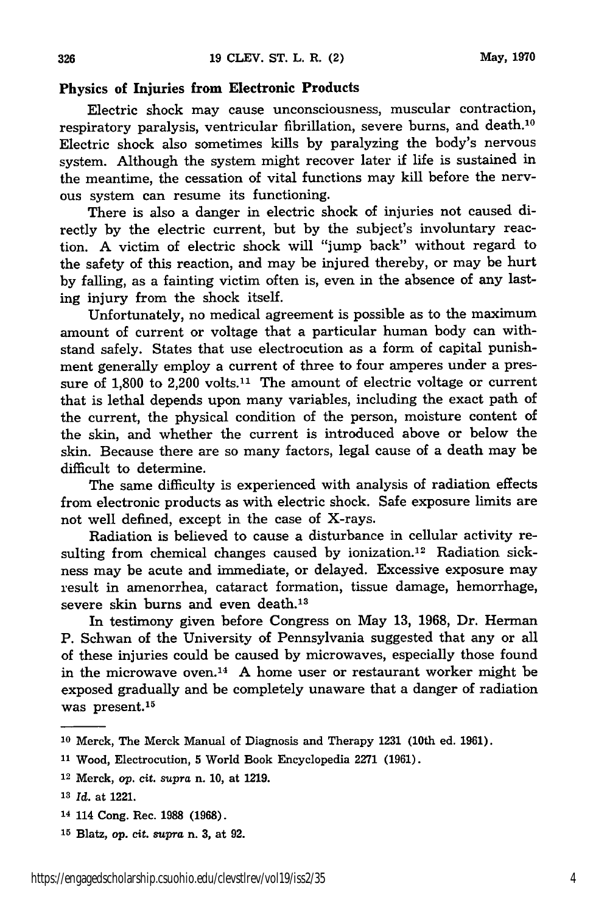## Physics of Injuries from Electronic Products

Electric shock may cause unconsciousness, muscular contraction, respiratory paralysis, ventricular fibrillation, severe burns, and death.[10] Electric shock also sometimes kills by paralyzing the body's nervous system. Although the system might recover later if life is sustained in the meantime, the cessation of vital functions may kill before the nervous system can resume its functioning.

There is also a danger in electric shock of injuries not caused directly by the electric current, but by the subject's involuntary reaction. A victim of electric shock will "jump back" without regard to the safety of this reaction, and may be injured thereby, or may be hurt by falling, as a fainting victim often is, even in the absence of any lasting injury from the shock itself.

Unfortunately, no medical agreement is possible as to the maximum amount of current or voltage that a particular human body can withstand safely. States that use electrocution as a form of capital punishment generally employ a current of three to four amperes under a pressure of 1,800 to 2,200 volts.[11] The amount of electric voltage or current that is lethal depends upon many variables, including the exact path of the current, the physical condition of the person, moisture content of the skin, and whether the current is introduced above or below the skin. Because there are so many factors, legal cause of a death may be difficult to determine.

The same difficulty is experienced with analysis of radiation effects from electronic products as with electric shock. Safe exposure limits are not well defined, except in the case of X-rays.

Radiation is believed to cause a disturbance in cellular activity resulting from chemical changes caused by ionization.[12] Radiation sickness may be acute and immediate, or delayed. Excessive exposure may result in amenorrhea, cataract formation, tissue damage, hemorrhage, severe skin burns and even death.[13]

In testimony given before Congress on May 13, 1968, Dr. Herman P. Schwan of the University of Pennsylvania suggested that any or all of these injuries could be caused by microwaves, especially those found in the microwave oven.[14] A home user or restaurant worker might be exposed gradually and be completely unaware that a danger of radiation was present.[15]

---

[10] Merck, The Merck Manual of Diagnosis and Therapy 1231 (10th ed. 1961).

[11] Wood, Electrocution, 5 World Book Encyclopedia 2271 (1961).

[12] Merck, *op. cit. supra* n. 10, at 1219.

[13] *Id.* at 1221.

[14] 114 Cong. Rec. 1988 (1968).

[15] Blatz, *op. cit. supra* n. 3, at 92.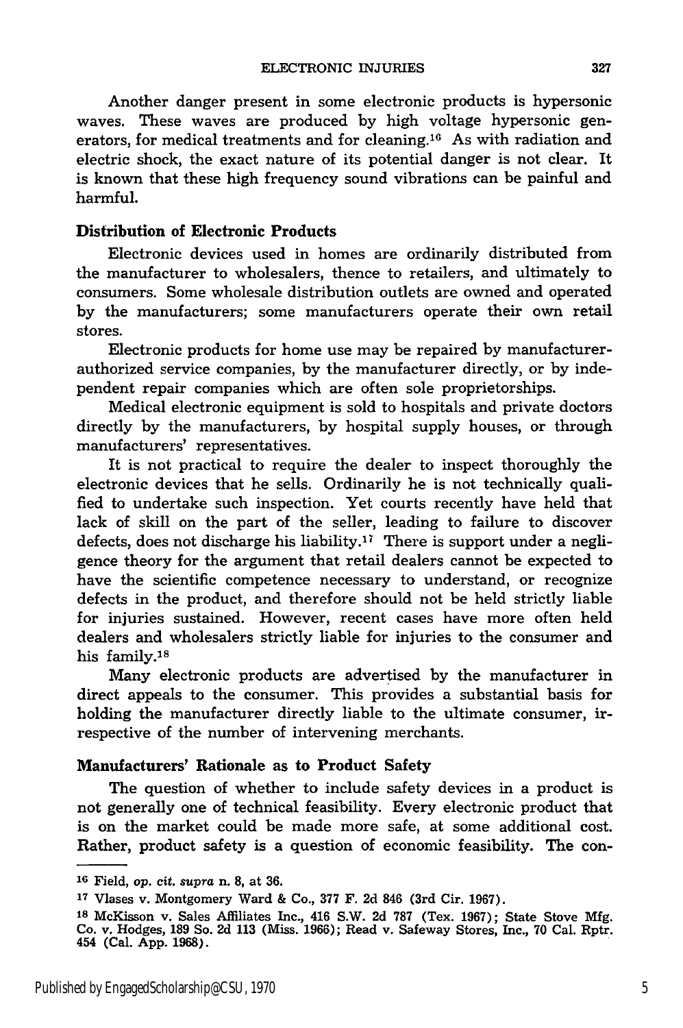Another danger present in some electronic products is hypersonic waves. These waves are produced by high voltage hypersonic generators, for medical treatments and for cleaning.[16] As with radiation and electric shock, the exact nature of its potential danger is not clear. It is known that these high frequency sound vibrations can be painful and harmful.

### Distribution of Electronic Products

Electronic devices used in homes are ordinarily distributed from the manufacturer to wholesalers, thence to retailers, and ultimately to consumers. Some wholesale distribution outlets are owned and operated by the manufacturers; some manufacturers operate their own retail stores.

Electronic products for home use may be repaired by manufacturer-authorized service companies, by the manufacturer directly, or by independent repair companies which are often sole proprietorships.

Medical electronic equipment is sold to hospitals and private doctors directly by the manufacturers, by hospital supply houses, or through manufacturers' representatives.

It is not practical to require the dealer to inspect thoroughly the electronic devices that he sells. Ordinarily he is not technically qualified to undertake such inspection. Yet courts recently have held that lack of skill on the part of the seller, leading to failure to discover defects, does not discharge his liability.[17] There is support under a negligence theory for the argument that retail dealers cannot be expected to have the scientific competence necessary to understand, or recognize defects in the product, and therefore should not be held strictly liable for injuries sustained. However, recent cases have more often held dealers and wholesalers strictly liable for injuries to the consumer and his family.[18]

Many electronic products are advertised by the manufacturer in direct appeals to the consumer. This provides a substantial basis for holding the manufacturer directly liable to the ultimate consumer, irrespective of the number of intervening merchants.

### Manufacturers' Rationale as to Product Safety

The question of whether to include safety devices in a product is not generally one of technical feasibility. Every electronic product that is on the market could be made more safe, at some additional cost. Rather, product safety is a question of economic feasibility. The con-

---

[16] Field, *op. cit. supra* n. 8, at 36.

[17] Vlases v. Montgomery Ward & Co., 377 F. 2d 846 (3rd Cir. 1967).

[18] McKisson v. Sales Affiliates Inc., 416 S.W. 2d 787 (Tex. 1967); State Stove Mfg. Co. v. Hodges, 189 So. 2d 113 (Miss. 1966); Read v. Safeway Stores, Inc., 70 Cal. Rptr. 454 (Cal. App. 1968).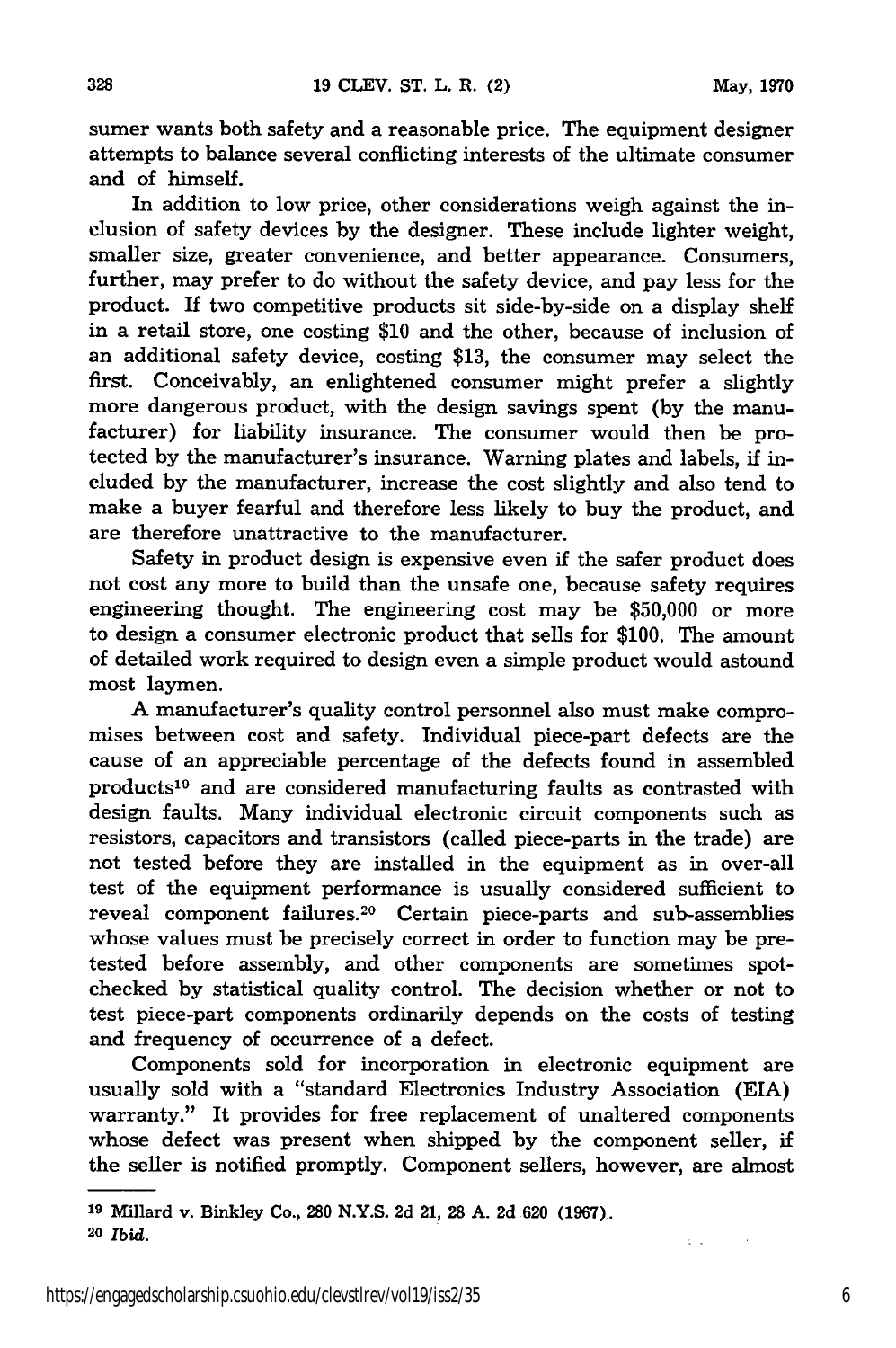sumer wants both safety and a reasonable price. The equipment designer attempts to balance several conflicting interests of the ultimate consumer and of himself.

In addition to low price, other considerations weigh against the inclusion of safety devices by the designer. These include lighter weight, smaller size, greater convenience, and better appearance. Consumers, further, may prefer to do without the safety device, and pay less for the product. If two competitive products sit side-by-side on a display shelf in a retail store, one costing $10 and the other, because of inclusion of an additional safety device, costing $13, the consumer may select the first. Conceivably, an enlightened consumer might prefer a slightly more dangerous product, with the design savings spent (by the manufacturer) for liability insurance. The consumer would then be protected by the manufacturer's insurance. Warning plates and labels, if included by the manufacturer, increase the cost slightly and also tend to make a buyer fearful and therefore less likely to buy the product, and are therefore unattractive to the manufacturer.

Safety in product design is expensive even if the safer product does not cost any more to build than the unsafe one, because safety requires engineering thought. The engineering cost may be $50,000 or more to design a consumer electronic product that sells for $100. The amount of detailed work required to design even a simple product would astound most laymen.

A manufacturer's quality control personnel also must make compromises between cost and safety. Individual piece-part defects are the cause of an appreciable percentage of the defects found in assembled products[19] and are considered manufacturing faults as contrasted with design faults. Many individual electronic circuit components such as resistors, capacitors and transistors (called piece-parts in the trade) are not tested before they are installed in the equipment as in over-all test of the equipment performance is usually considered sufficient to reveal component failures.[20] Certain piece-parts and sub-assemblies whose values must be precisely correct in order to function may be pretested before assembly, and other components are sometimes spot-checked by statistical quality control. The decision whether or not to test piece-part components ordinarily depends on the costs of testing and frequency of occurrence of a defect.

Components sold for incorporation in electronic equipment are usually sold with a "standard Electronics Industry Association (EIA) warranty." It provides for free replacement of unaltered components whose defect was present when shipped by the component seller, if the seller is notified promptly. Component sellers, however, are almost

---

[19] Millard v. Binkley Co., 280 N.Y.S. 2d 21, 28 A. 2d 620 (1967).

[20] *Ibid.*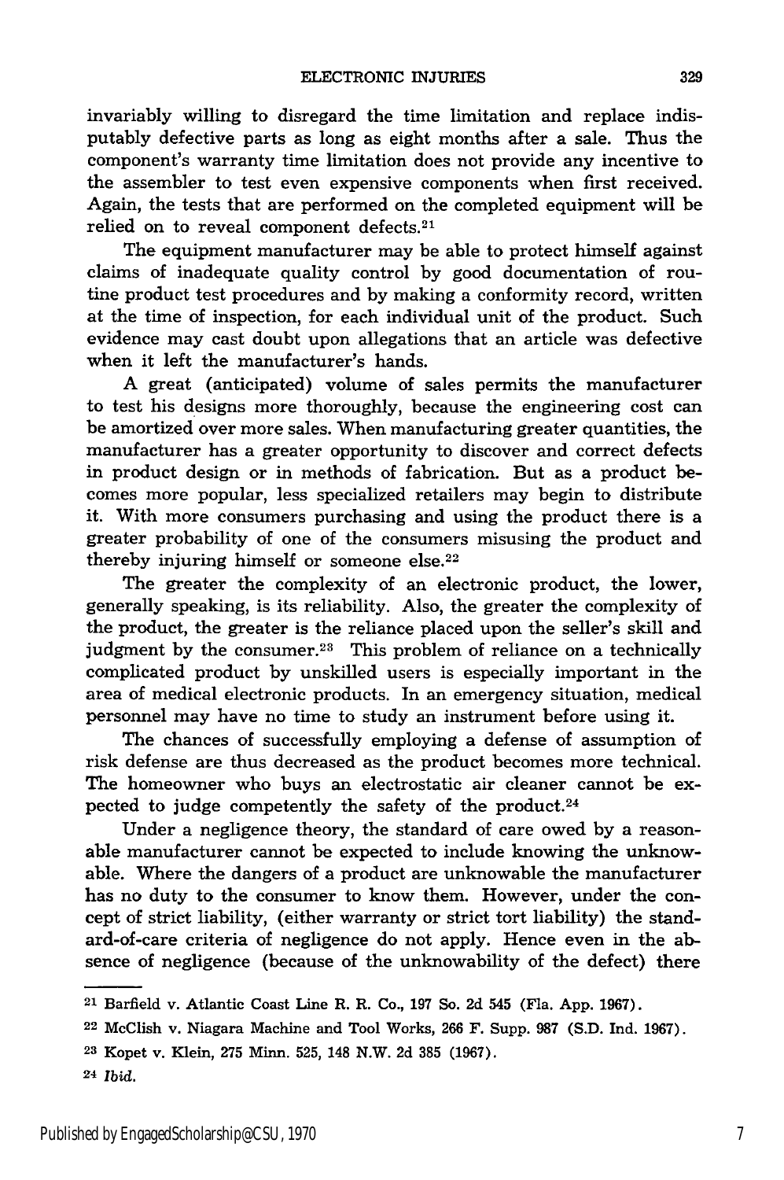invariably willing to disregard the time limitation and replace indisputably defective parts as long as eight months after a sale. Thus the component's warranty time limitation does not provide any incentive to the assembler to test even expensive components when first received. Again, the tests that are performed on the completed equipment will be relied on to reveal component defects.[21]

The equipment manufacturer may be able to protect himself against claims of inadequate quality control by good documentation of routine product test procedures and by making a conformity record, written at the time of inspection, for each individual unit of the product. Such evidence may cast doubt upon allegations that an article was defective when it left the manufacturer's hands.

A great (anticipated) volume of sales permits the manufacturer to test his designs more thoroughly, because the engineering cost can be amortized over more sales. When manufacturing greater quantities, the manufacturer has a greater opportunity to discover and correct defects in product design or in methods of fabrication. But as a product becomes more popular, less specialized retailers may begin to distribute it. With more consumers purchasing and using the product there is a greater probability of one of the consumers misusing the product and thereby injuring himself or someone else.[22]

The greater the complexity of an electronic product, the lower, generally speaking, is its reliability. Also, the greater the complexity of the product, the greater is the reliance placed upon the seller's skill and judgment by the consumer.[23] This problem of reliance on a technically complicated product by unskilled users is especially important in the area of medical electronic products. In an emergency situation, medical personnel may have no time to study an instrument before using it.

The chances of successfully employing a defense of assumption of risk defense are thus decreased as the product becomes more technical. The homeowner who buys an electrostatic air cleaner cannot be expected to judge competently the safety of the product.[24]

Under a negligence theory, the standard of care owed by a reasonable manufacturer cannot be expected to include knowing the unknowable. Where the dangers of a product are unknowable the manufacturer has no duty to the consumer to know them. However, under the concept of strict liability, (either warranty or strict tort liability) the standard-of-care criteria of negligence do not apply. Hence even in the absence of negligence (because of the unknowability of the defect) there

---

[21] Barfield v. Atlantic Coast Line R. R. Co., 197 So. 2d 545 (Fla. App. 1967).

[22] McClish v. Niagara Machine and Tool Works, 266 F. Supp. 987 (S.D. Ind. 1967).

[23] Kopet v. Klein, 275 Minn. 525, 148 N.W. 2d 385 (1967).

[24] *Ibid.*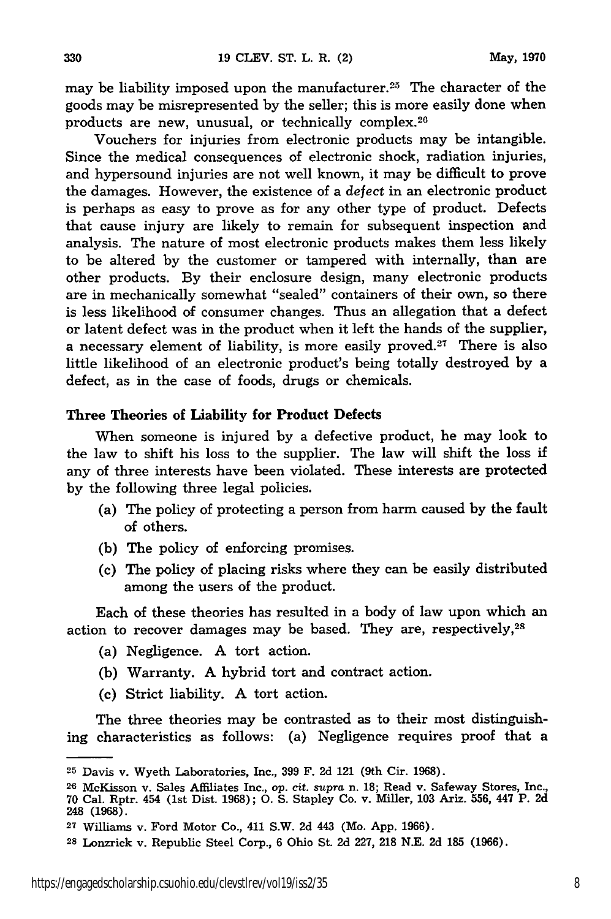may be liability imposed upon the manufacturer.[25] The character of the goods may be misrepresented by the seller; this is more easily done when products are new, unusual, or technically complex.[26]

Vouchers for injuries from electronic products may be intangible. Since the medical consequences of electronic shock, radiation injuries, and hypersound injuries are not well known, it may be difficult to prove the damages. However, the existence of a *defect* in an electronic product is perhaps as easy to prove as for any other type of product. Defects that cause injury are likely to remain for subsequent inspection and analysis. The nature of most electronic products makes them less likely to be altered by the customer or tampered with internally, than are other products. By their enclosure design, many electronic products are in mechanically somewhat "sealed" containers of their own, so there is less likelihood of consumer changes. Thus an allegation that a defect or latent defect was in the product when it left the hands of the supplier, a necessary element of liability, is more easily proved.[27] There is also little likelihood of an electronic product's being totally destroyed by a defect, as in the case of foods, drugs or chemicals.

### Three Theories of Liability for Product Defects

When someone is injured by a defective product, he may look to the law to shift his loss to the supplier. The law will shift the loss if any of three interests have been violated. These interests are protected by the following three legal policies.

(a) The policy of protecting a person from harm caused by the fault of others.

(b) The policy of enforcing promises.

(c) The policy of placing risks where they can be easily distributed among the users of the product.

Each of these theories has resulted in a body of law upon which an action to recover damages may be based. They are, respectively,[28]

(a) Negligence. A tort action.

(b) Warranty. A hybrid tort and contract action.

(c) Strict liability. A tort action.

The three theories may be contrasted as to their most distinguishing characteristics as follows: (a) Negligence requires proof that a

---

[25] Davis v. Wyeth Laboratories, Inc., 399 F. 2d 121 (9th Cir. 1968).

[26] McKisson v. Sales Affiliates Inc., *op. cit. supra* n. 18; Read v. Safeway Stores, Inc., 70 Cal. Rptr. 454 (1st Dist. 1968); O. S. Stapley Co. v. Miller, 103 Ariz. 556, 447 P. 2d 248 (1968).

[27] Williams v. Ford Motor Co., 411 S.W. 2d 443 (Mo. App. 1966).

[28] Lonzrick v. Republic Steel Corp., 6 Ohio St. 2d 227, 218 N.E. 2d 185 (1966).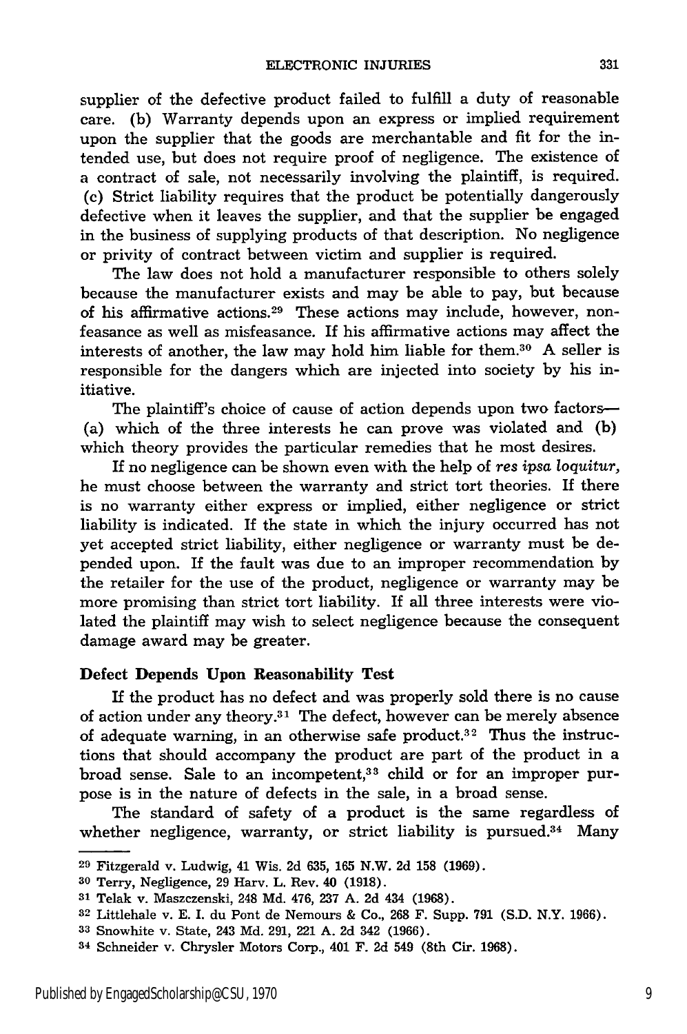supplier of the defective product failed to fulfill a duty of reasonable care. (b) Warranty depends upon an express or implied requirement upon the supplier that the goods are merchantable and fit for the intended use, but does not require proof of negligence. The existence of a contract of sale, not necessarily involving the plaintiff, is required. (c) Strict liability requires that the product be potentially dangerously defective when it leaves the supplier, and that the supplier be engaged in the business of supplying products of that description. No negligence or privity of contract between victim and supplier is required.

The law does not hold a manufacturer responsible to others solely because the manufacturer exists and may be able to pay, but because of his affirmative actions.[29] These actions may include, however, nonfeasance as well as misfeasance. If his affirmative actions may affect the interests of another, the law may hold him liable for them.[30] A seller is responsible for the dangers which are injected into society by his initiative.

The plaintiff's choice of cause of action depends upon two factors—(a) which of the three interests he can prove was violated and (b) which theory provides the particular remedies that he most desires.

If no negligence can be shown even with the help of *res ipsa loquitur*, he must choose between the warranty and strict tort theories. If there is no warranty either express or implied, either negligence or strict liability is indicated. If the state in which the injury occurred has not yet accepted strict liability, either negligence or warranty must be depended upon. If the fault was due to an improper recommendation by the retailer for the use of the product, negligence or warranty may be more promising than strict tort liability. If all three interests were violated the plaintiff may wish to select negligence because the consequent damage award may be greater.

### Defect Depends Upon Reasonability Test

If the product has no defect and was properly sold there is no cause of action under any theory.[31] The defect, however can be merely absence of adequate warning, in an otherwise safe product.[32] Thus the instructions that should accompany the product are part of the product in a broad sense. Sale to an incompetent,[33] child or for an improper purpose is in the nature of defects in the sale, in a broad sense.

The standard of safety of a product is the same regardless of whether negligence, warranty, or strict liability is pursued.[34] Many

---

[29] Fitzgerald v. Ludwig, 41 Wis. 2d 635, 165 N.W. 2d 158 (1969).

[30] Terry, Negligence, 29 Harv. L. Rev. 40 (1918).

[31] Telak v. Maszczenski, 248 Md. 476, 237 A. 2d 434 (1968).

[32] Littlehale v. E. I. du Pont de Nemours & Co., 268 F. Supp. 791 (S.D. N.Y. 1966).

[33] Snowhite v. State, 243 Md. 291, 221 A. 2d 342 (1966).

[34] Schneider v. Chrysler Motors Corp., 401 F. 2d 549 (8th Cir. 1968).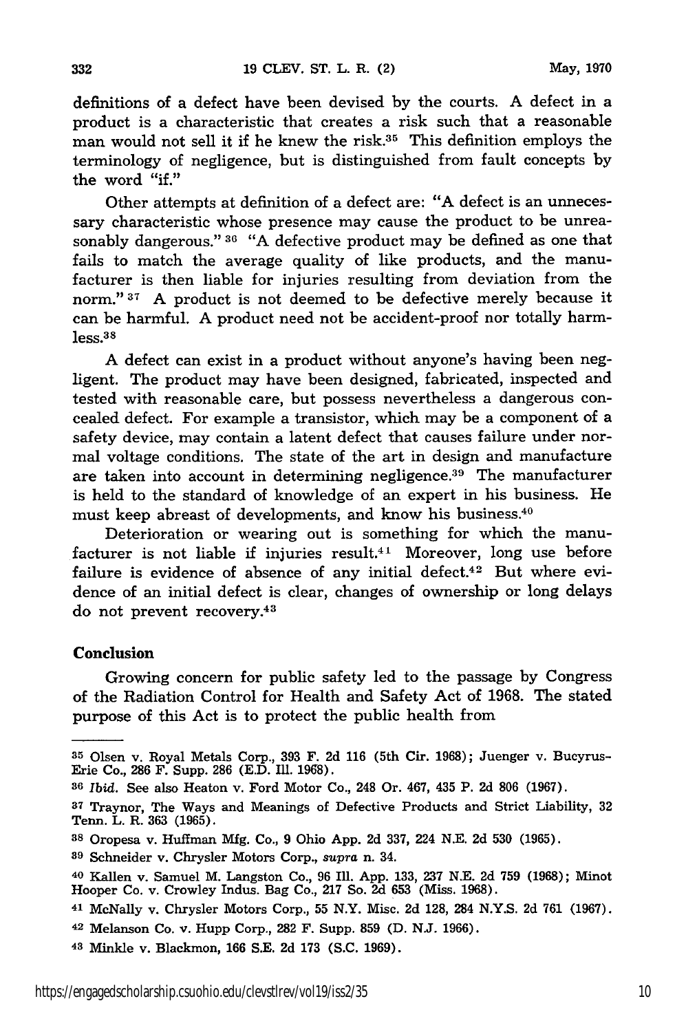definitions of a defect have been devised by the courts. A defect in a product is a characteristic that creates a risk such that a reasonable man would not sell it if he knew the risk.[35] This definition employs the terminology of negligence, but is distinguished from fault concepts by the word "if."

Other attempts at definition of a defect are: "A defect is an unnecessary characteristic whose presence may cause the product to be unreasonably dangerous."[36] "A defective product may be defined as one that fails to match the average quality of like products, and the manufacturer is then liable for injuries resulting from deviation from the norm."[37] A product is not deemed to be defective merely because it can be harmful. A product need not be accident-proof nor totally harmless.[38]

A defect can exist in a product without anyone's having been negligent. The product may have been designed, fabricated, inspected and tested with reasonable care, but possess nevertheless a dangerous concealed defect. For example a transistor, which may be a component of a safety device, may contain a latent defect that causes failure under normal voltage conditions. The state of the art in design and manufacture are taken into account in determining negligence.[39] The manufacturer is held to the standard of knowledge of an expert in his business. He must keep abreast of developments, and know his business.[40]

Deterioration or wearing out is something for which the manufacturer is not liable if injuries result.[41] Moreover, long use before failure is evidence of absence of any initial defect.[42] But where evidence of an initial defect is clear, changes of ownership or long delays do not prevent recovery.[43]

## Conclusion

Growing concern for public safety led to the passage by Congress of the Radiation Control for Health and Safety Act of 1968. The stated purpose of this Act is to protect the public health from

---

[35] Olsen v. Royal Metals Corp., 393 F. 2d 116 (5th Cir. 1968); Juenger v. Bucyrus-Erie Co., 286 F. Supp. 286 (E.D. Ill. 1968).

[36] *Ibid.* See also Heaton v. Ford Motor Co., 248 Or. 467, 435 P. 2d 806 (1967).

[37] Traynor, The Ways and Meanings of Defective Products and Strict Liability, 32 Tenn. L. R. 363 (1965).

[38] Oropesa v. Huffman Mfg. Co., 9 Ohio App. 2d 337, 224 N.E. 2d 530 (1965).

[39] Schneider v. Chrysler Motors Corp., *supra* n. 34.

[40] Kallen v. Samuel M. Langston Co., 96 Ill. App. 133, 237 N.E. 2d 759 (1968); Minot Hooper Co. v. Crowley Indus. Bag Co., 217 So. 2d 653 (Miss. 1968).

[41] McNally v. Chrysler Motors Corp., 55 N.Y. Misc. 2d 128, 284 N.Y.S. 2d 761 (1967).

[42] Melanson Co. v. Hupp Corp., 282 F. Supp. 859 (D. N.J. 1966).

[43] Minkle v. Blackmon, 166 S.E. 2d 173 (S.C. 1969).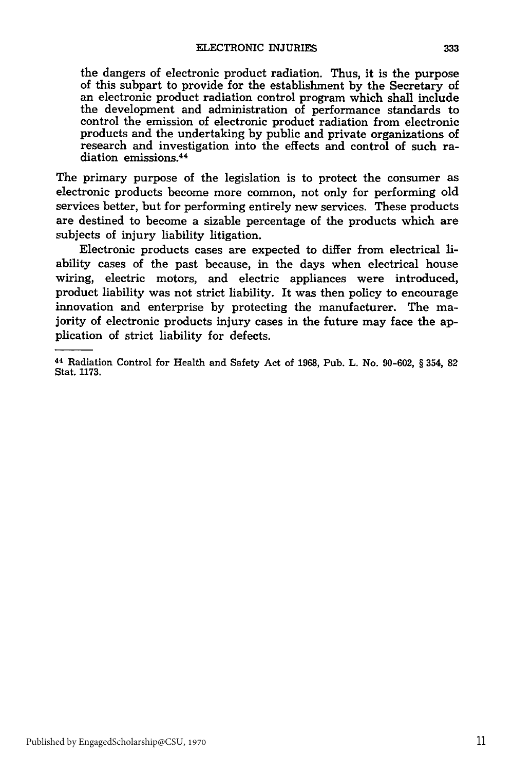the dangers of electronic product radiation. Thus, it is the purpose of this subpart to provide for the establishment by the Secretary of an electronic product radiation control program which shall include the development and administration of performance standards to control the emission of electronic product radiation from electronic products and the undertaking by public and private organizations of research and investigation into the effects and control of such radiation emissions.[44]

The primary purpose of the legislation is to protect the consumer as electronic products become more common, not only for performing old services better, but for performing entirely new services. These products are destined to become a sizable percentage of the products which are subjects of injury liability litigation.

Electronic products cases are expected to differ from electrical liability cases of the past because, in the days when electrical house wiring, electric motors, and electric appliances were introduced, product liability was not strict liability. It was then policy to encourage innovation and enterprise by protecting the manufacturer. The majority of electronic products injury cases in the future may face the application of strict liability for defects.

---

[44] Radiation Control for Health and Safety Act of 1968, Pub. L. No. 90-602, § 354, 82 Stat. 1173.